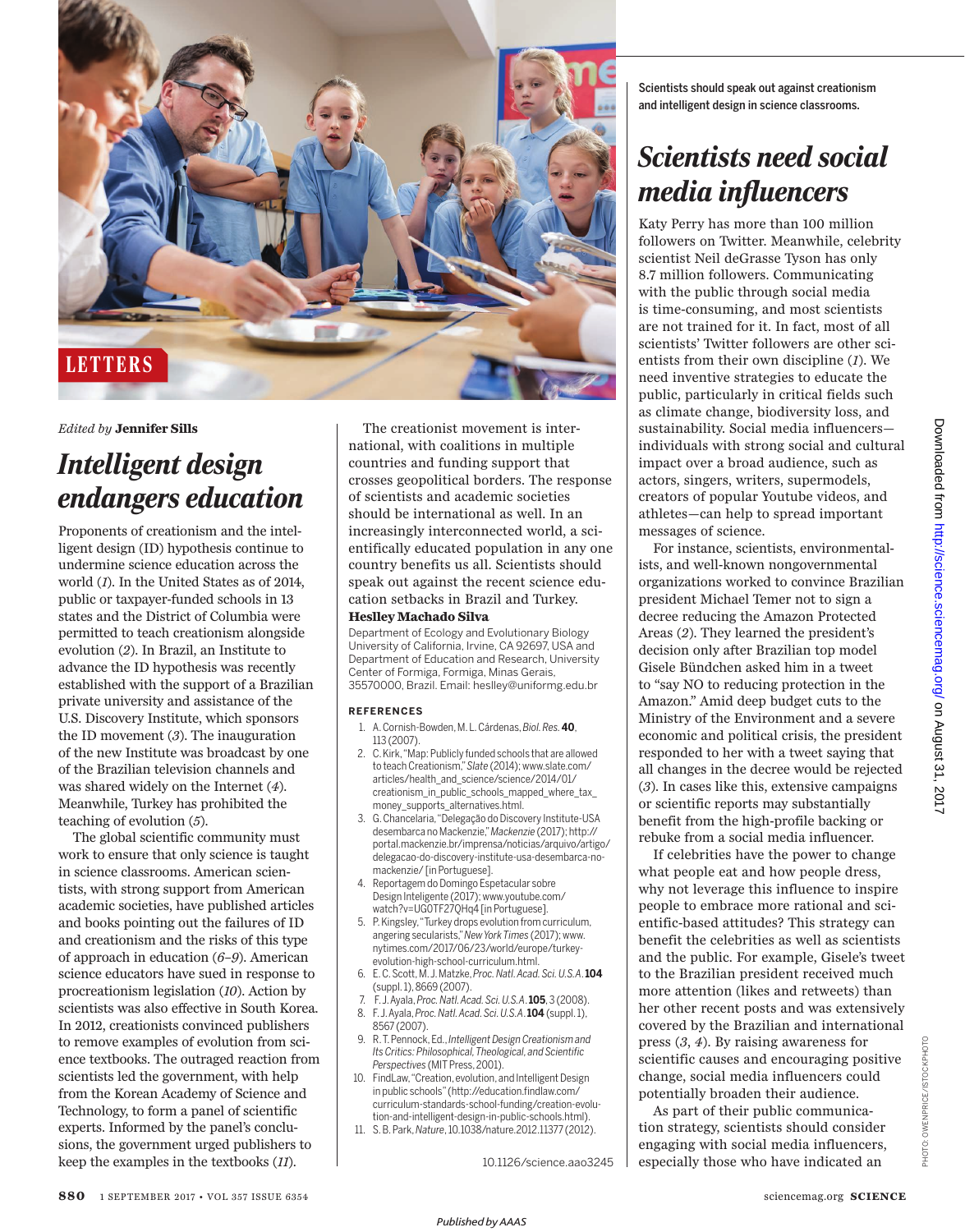# LETTERS

*Edited by* **Jennifer Sills**

## *Intelligent design endangers education*

Proponents of creationism and the intelligent design (ID) hypothesis continue to undermine science education across the world (*1*). In the United States as of 2014, public or taxpayer-funded schools in 13 states and the District of Columbia were permitted to teach creationism alongside evolution (*2*). In Brazil, an Institute to advance the ID hypothesis was recently established with the support of a Brazilian private university and assistance of the U.S. Discovery Institute, which sponsors the ID movement (*3*). The inauguration of the new Institute was broadcast by one of the Brazilian television channels and was shared widely on the Internet (*4*). Meanwhile, Turkey has prohibited the teaching of evolution (*5*).

The global scientific community must work to ensure that only science is taught in science classrooms. American scientists, with strong support from American academic societies, have published articles and books pointing out the failures of ID and creationism and the risks of this type of approach in education (*6–9*). American science educators have sued in response to procreationism legislation (*10*). Action by scientists was also effective in South Korea. In 2012, creationists convinced publishers to remove examples of evolution from science textbooks. The outraged reaction from scientists led the government, with help from the Korean Academy of Science and Technology, to form a panel of scientific experts. Informed by the panel's conclusions, the government urged publishers to keep the examples in the textbooks (*11*).

The creationist movement is international, with coalitions in multiple countries and funding support that crosses geopolitical borders. The response of scientists and academic societies should be international as well. In an increasingly interconnected world, a scientifically educated population in any one country benefits us all. Scientists should speak out against the recent science education setbacks in Brazil and Turkey.

**Heslley Machado Silva**

Department of Ecology and Evolutionary Biology University of California, Irvine, CA 92697, USA and Department of Education and Research, University Center of Formiga, Formiga, Minas Gerais, 35570000, Brazil. Email: heslley@uniformg.edu.br

### REFERENCES

1. A. Cornish-Bowden, M. L. Cárdenas, *Biol. Res.* **40**, 113 (2007).
2. C. Kirk, "Map: Publicly funded schools that are allowed to teach Creationism," *Slate* (2014); www.slate.com/articles/health_and_science/science/2014/01/creationism_in_public_schools_mapped_where_tax_money_supports_alternatives.html.
3. G. Chancelaria, "Delegação do Discovery Institute-USA desembarca no Mackenzie," *Mackenzie* (2017); http://portal.mackenzie.br/imprensa/noticias/arquivo/artigo/delegacao-do-discovery-institute-usa-desembarca-no-mackenzie/ [in Portuguese].
4. Reportagem do Domingo Espetacular sobre Design Inteligente (2017); www.youtube.com/watch?v=UG0TF27QHq4 [in Portuguese].
5. P. Kingsley, "Turkey drops evolution from curriculum, angering secularists," *New York Times* (2017); www.nytimes.com/2017/06/23/world/europe/turkey-evolution-high-school-curriculum.html.
6. E. C. Scott, M. J. Matzke, *Proc. Natl. Acad. Sci. U.S.A.* **104** (suppl. 1), 8669 (2007).
7. F. J. Ayala, *Proc. Natl. Acad. Sci. U.S.A.* **105**, 3 (2008).
8. F. J. Ayala, *Proc. Natl. Acad. Sci. U.S.A.* **104** (suppl. 1), 8567 (2007).
9. R. T. Pennock, Ed., *Intelligent Design Creationism and Its Critics: Philosophical, Theological, and Scientific Perspectives* (MIT Press, 2001).
10. FindLaw, "Creation, evolution, and Intelligent Design in public schools" (http://education.findlaw.com/curriculum-standards-school-funding/creation-evolution-and-intelligent-design-in-public-schools.html).
11. S. B. Park, *Nature*, 10.1038/nature.2012.11377 (2012).

10.1126/science.aao3245

Scientists should speak out against creationism and intelligent design in science classrooms.

## *Scientists need social media influencers*

Katy Perry has more than 100 million followers on Twitter. Meanwhile, celebrity scientist Neil deGrasse Tyson has only 8.7 million followers. Communicating with the public through social media is time-consuming, and most scientists are not trained for it. In fact, most of all scientists' Twitter followers are other scientists from their own discipline (*1*). We need inventive strategies to educate the public, particularly in critical fields such as climate change, biodiversity loss, and sustainability. Social media influencers—individuals with strong social and cultural impact over a broad audience, such as actors, singers, writers, supermodels, creators of popular Youtube videos, and athletes—can help to spread important messages of science.

For instance, scientists, environmentalists, and well-known nongovernmental organizations worked to convince Brazilian president Michael Temer not to sign a decree reducing the Amazon Protected Areas (*2*). They learned the president's decision only after Brazilian top model Gisele Bündchen asked him in a tweet to "say NO to reducing protection in the Amazon." Amid deep budget cuts to the Ministry of the Environment and a severe economic and political crisis, the president responded to her with a tweet saying that all changes in the decree would be rejected (*3*). In cases like this, extensive campaigns or scientific reports may substantially benefit from the high-profile backing or rebuke from a social media influencer.

If celebrities have the power to change what people eat and how people dress, why not leverage this influence to inspire people to embrace more rational and scientific-based attitudes? This strategy can benefit the celebrities as well as scientists and the public. For example, Gisele's tweet to the Brazilian president received much more attention (likes and retweets) than her other recent posts and was extensively covered by the Brazilian and international press (*3*, *4*). By raising awareness for scientific causes and encouraging positive change, social media influencers could potentially broaden their audience.

As part of their public communication strategy, scientists should consider engaging with social media influencers, especially those who have indicated an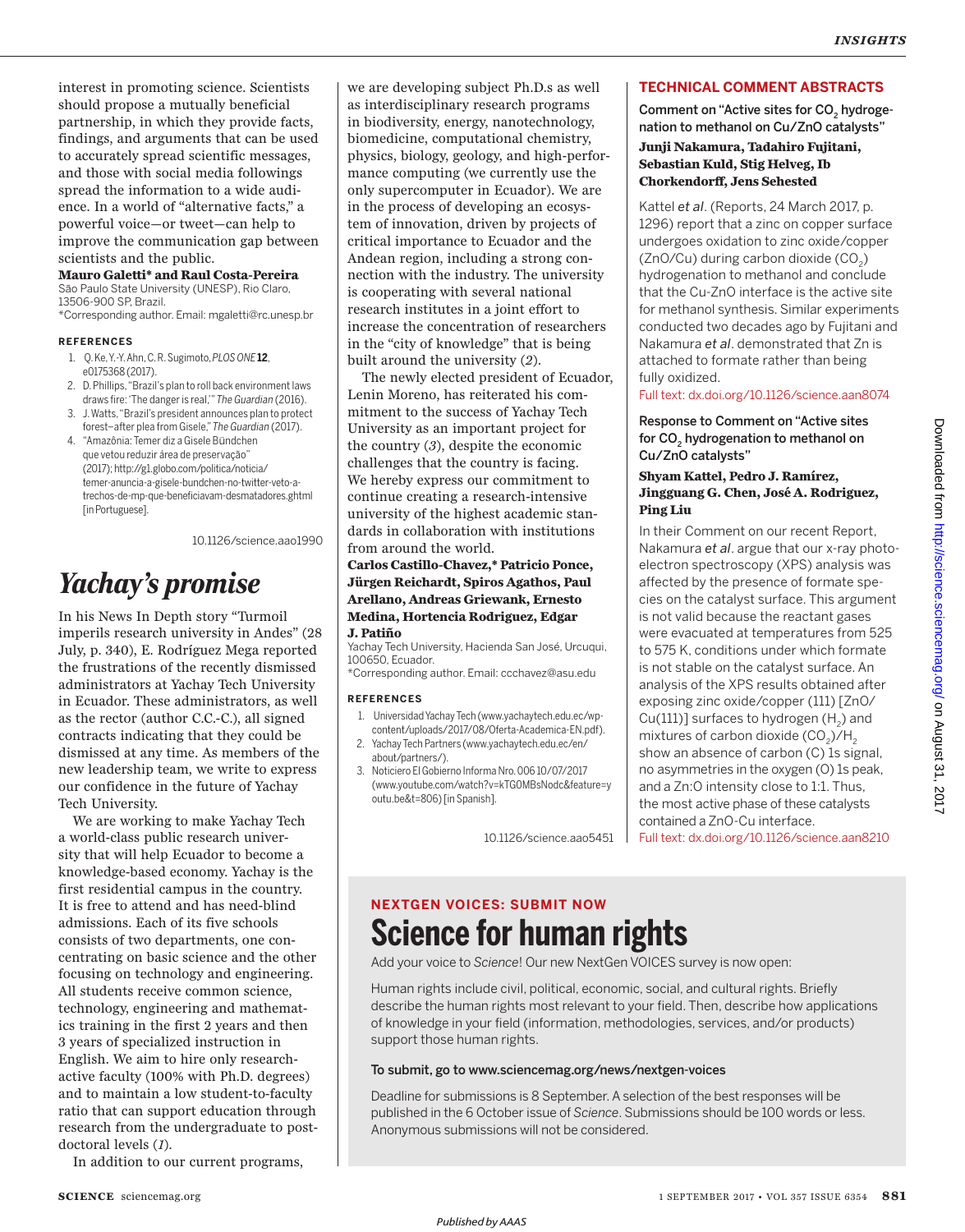interest in promoting science. Scientists should propose a mutually beneficial partnership, in which they provide facts, findings, and arguments that can be used to accurately spread scientific messages, and those with social media followings spread the information to a wide audience. In a world of "alternative facts," a powerful voice—or tweet—can help to improve the communication gap between scientists and the public.

**Mauro Galetti\* and Raul Costa-Pereira**
São Paulo State University (UNESP), Rio Claro, 13506-900 SP, Brazil.
\*Corresponding author. Email: mgaletti@rc.unesp.br

#### REFERENCES

1. Q. Ke, Y.-Y. Ahn, C. R. Sugimoto, *PLOS ONE* **12**, e0175368 (2017).
2. D. Phillips, "Brazil's plan to roll back environment laws draws fire: 'The danger is real,'" *The Guardian* (2016).
3. J. Watts, "Brazil's president announces plan to protect forest–after plea from Gisele," *The Guardian* (2017).
4. "Amazônia: Temer diz a Gisele Bündchen que vetou reduzir área de preservação" (2017); http://g1.globo.com/politica/noticia/temer-anuncia-a-gisele-bundchen-no-twitter-veto-a-trechos-de-mp-que-beneficiavam-desmatadores.ghtml [in Portuguese].

10.1126/science.aao1990

## *Yachay's promise*

In his News In Depth story "Turmoil imperils research university in Andes" (28 July, p. 340), E. Rodríguez Mega reported the frustrations of the recently dismissed administrators at Yachay Tech University in Ecuador. These administrators, as well as the rector (author C.C.-C.), all signed contracts indicating that they could be dismissed at any time. As members of the new leadership team, we write to express our confidence in the future of Yachay Tech University.

We are working to make Yachay Tech a world-class public research university that will help Ecuador to become a knowledge-based economy. Yachay is the first residential campus in the country. It is free to attend and has need-blind admissions. Each of its five schools consists of two departments, one concentrating on basic science and the other focusing on technology and engineering. All students receive common science, technology, engineering and mathematics training in the first 2 years and then 3 years of specialized instruction in English. We aim to hire only research-active faculty (100% with Ph.D. degrees) and to maintain a low student-to-faculty ratio that can support education through research from the undergraduate to postdoctoral levels (*1*).

In addition to our current programs, we are developing subject Ph.D.s as well as interdisciplinary research programs in biodiversity, energy, nanotechnology, biomedicine, computational chemistry, physics, biology, geology, and high-performance computing (we currently use the only supercomputer in Ecuador). We are in the process of developing an ecosystem of innovation, driven by projects of critical importance to Ecuador and the Andean region, including a strong connection with the industry. The university is cooperating with several national research institutes in a joint effort to increase the concentration of researchers in the "city of knowledge" that is being built around the university (*2*).

The newly elected president of Ecuador, Lenin Moreno, has reiterated his commitment to the success of Yachay Tech University as an important project for the country (*3*), despite the economic challenges that the country is facing. We hereby express our commitment to continue creating a research-intensive university of the highest academic standards in collaboration with institutions from around the world.

**Carlos Castillo-Chavez,\* Patricio Ponce, Jürgen Reichardt, Spiros Agathos, Paul Arellano, Andreas Griewank, Ernesto Medina, Hortencia Rodriguez, Edgar J. Patiño**
Yachay Tech University, Hacienda San José, Urcuqui, 100650, Ecuador.
\*Corresponding author. Email: ccchavez@asu.edu

#### REFERENCES

1. Universidad Yachay Tech (www.yachaytech.edu.ec/wp-content/uploads/2017/08/Oferta-Academica-EN.pdf).
2. Yachay Tech Partners (www.yachaytech.edu.ec/en/about/partners/).
3. Noticiero El Gobierno Informa Nro. 006 10/07/2017 (www.youtube.com/watch?v=kTG0MBsNodc&feature=youtu.be&t=806) [in Spanish].

10.1126/science.aao5451

## TECHNICAL COMMENT ABSTRACTS

### Comment on "Active sites for $CO_2$ hydrogenation to methanol on Cu/ZnO catalysts"

**Junji Nakamura, Tadahiro Fujitani, Sebastian Kuld, Stig Helveg, Ib Chorkendorff, Jens Sehested**

Kattel *et al*. (Reports, 24 March 2017, p. 1296) report that a zinc on copper surface undergoes oxidation to zinc oxide/copper (ZnO/Cu) during carbon dioxide ($CO_2$) hydrogenation to methanol and conclude that the Cu-ZnO interface is the active site for methanol synthesis. Similar experiments conducted two decades ago by Fujitani and Nakamura *et al*. demonstrated that Zn is attached to formate rather than being fully oxidized.

Full text: dx.doi.org/10.1126/science.aan8074

### Response to Comment on "Active sites for $CO_2$ hydrogenation to methanol on Cu/ZnO catalysts"

**Shyam Kattel, Pedro J. Ramírez, Jingguang G. Chen, José A. Rodriguez, Ping Liu**

In their Comment on our recent Report, Nakamura *et al*. argue that our x-ray photoelectron spectroscopy (XPS) analysis was affected by the presence of formate species on the catalyst surface. This argument is not valid because the reactant gases were evacuated at temperatures from 525 to 575 K, conditions under which formate is not stable on the catalyst surface. An analysis of the XPS results obtained after exposing zinc oxide/copper (111) [ZnO/Cu(111)] surfaces to hydrogen ($H_2$) and mixtures of carbon dioxide ($CO_2$)/$H_2$ show an absence of carbon (C) 1s signal, no asymmetries in the oxygen (O) 1s peak, and a Zn:O intensity close to 1:1. Thus, the most active phase of these catalysts contained a ZnO-Cu interface.

Full text: dx.doi.org/10.1126/science.aan8210

### NEXTGEN VOICES: SUBMIT NOW

## Science for human rights

Add your voice to *Science*! Our new NextGen VOICES survey is now open:

Human rights include civil, political, economic, social, and cultural rights. Briefly describe the human rights most relevant to your field. Then, describe how applications of knowledge in your field (information, methodologies, services, and/or products) support those human rights.

To submit, go to www.sciencemag.org/news/nextgen-voices

Deadline for submissions is 8 September. A selection of the best responses will be published in the 6 October issue of *Science*. Submissions should be 100 words or less. Anonymous submissions will not be considered.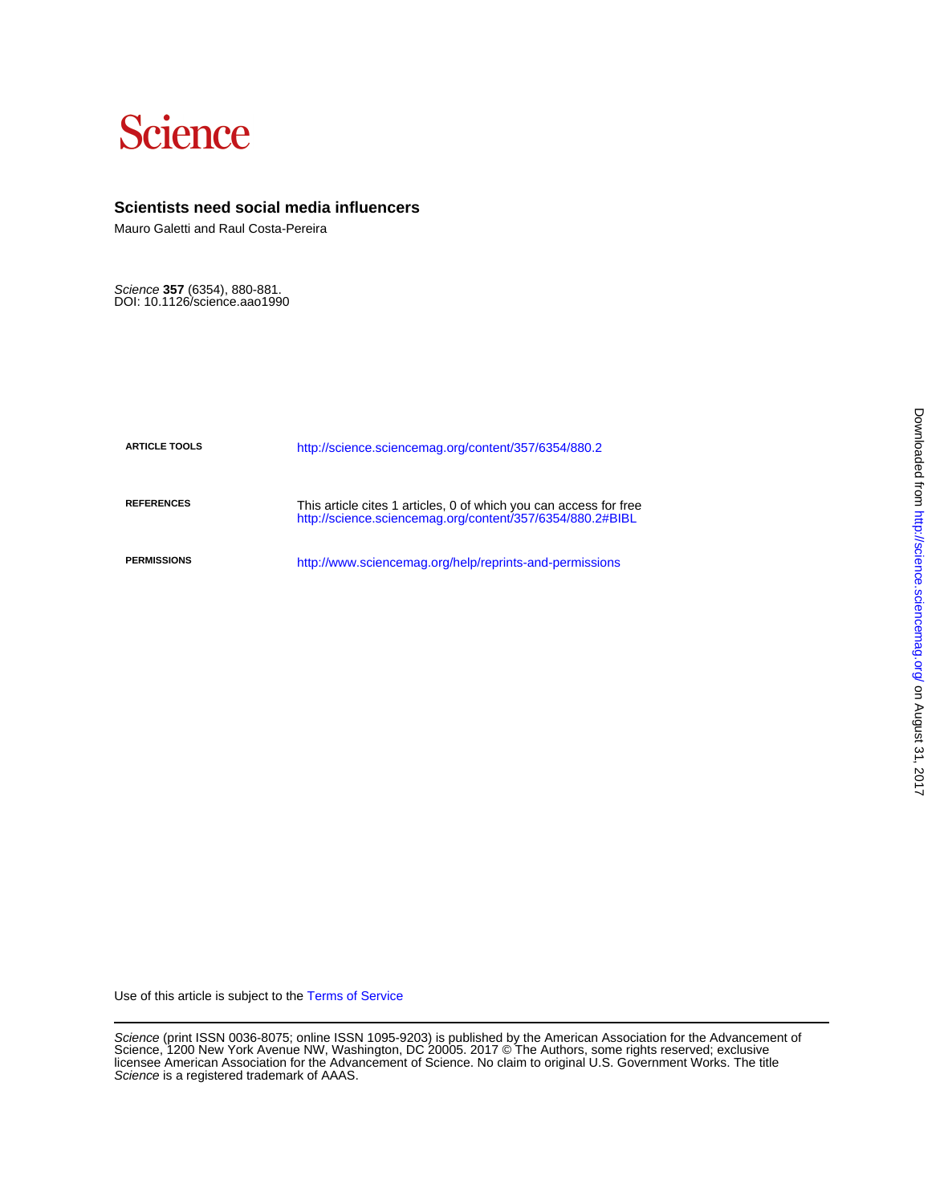# Science

## Scientists need social media influencers

Mauro Galetti and Raul Costa-Pereira

*Science* **357** (6354), 880-881.
DOI: 10.1126/science.aao1990

| | |
|---|---|
| **ARTICLE TOOLS** | http://science.sciencemag.org/content/357/6354/880.2 |
| **REFERENCES** | This article cites 1 articles, 0 of which you can access for free http://science.sciencemag.org/content/357/6354/880.2#BIBL |
| **PERMISSIONS** | http://www.sciencemag.org/help/reprints-and-permissions |

Use of this article is subject to the Terms of Service

*Science* (print ISSN 0036-8075; online ISSN 1095-9203) is published by the American Association for the Advancement of Science, 1200 New York Avenue NW, Washington, DC 20005. 2017 © The Authors, some rights reserved; exclusive licensee American Association for the Advancement of Science. No claim to original U.S. Government Works. The title *Science* is a registered trademark of AAAS.

Downloaded from http://science.sciencemag.org/ on August 31, 2017